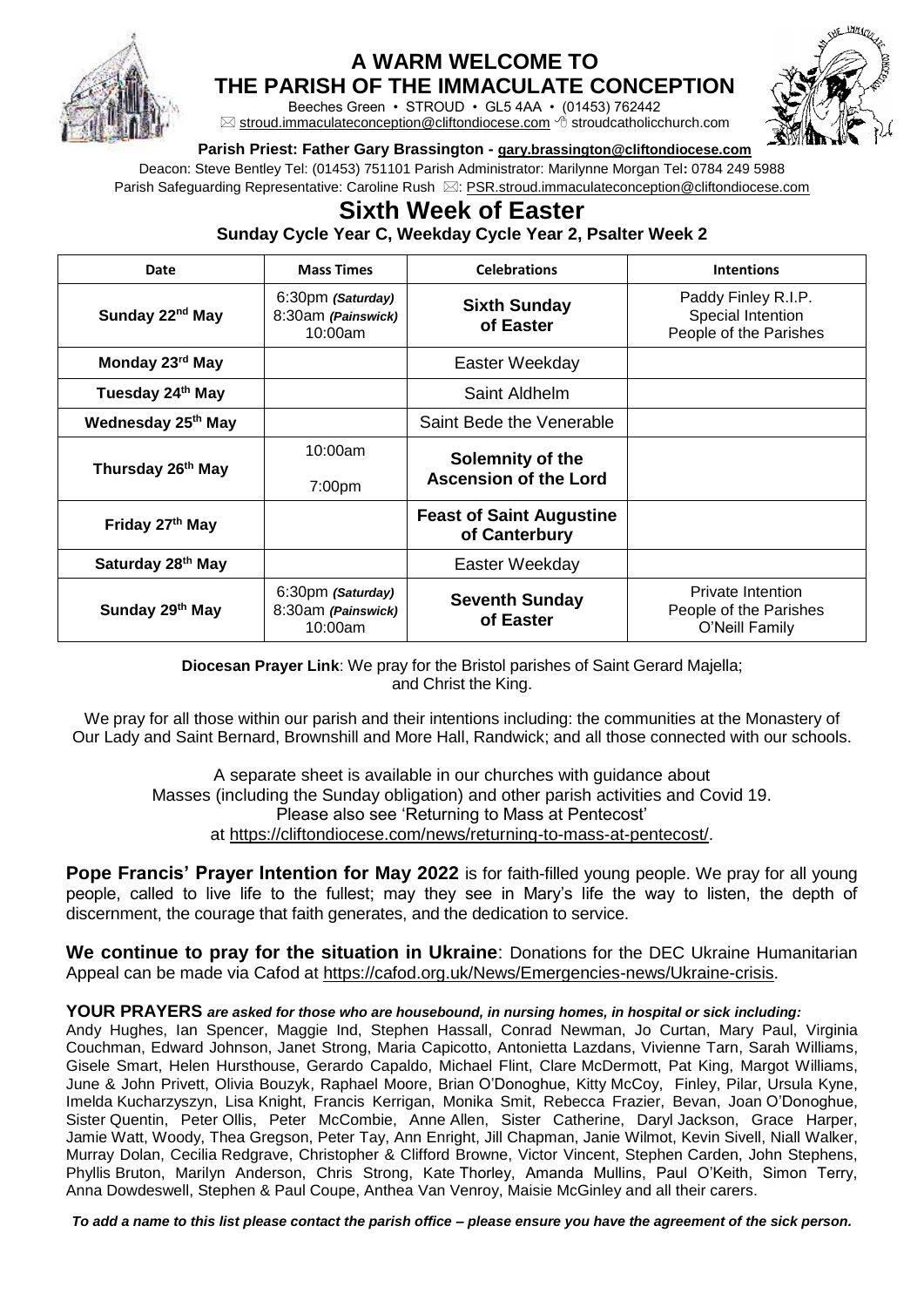# A WARM WELCOME TO THE PARISH OF THE IMMACULATE CONCEPTION

Beeches Green • STROUD • GL5 4AA • (01453) 762442
stroud.immaculateconception@cliftondiocese.com stroudcatholicchurch.com

**Parish Priest: Father Gary Brassington - gary.brassington@cliftondiocese.com**

Deacon: Steve Bentley Tel: (01453) 751101 Parish Administrator: Marilynne Morgan Tel: 0784 249 5988
Parish Safeguarding Representative: Caroline Rush : PSR.stroud.immaculateconception@cliftondiocese.com

## Sixth Week of Easter

**Sunday Cycle Year C, Weekday Cycle Year 2, Psalter Week 2**

| Date | Mass Times | Celebrations | Intentions |
|---|---|---|---|
| **Sunday 22nd May** | 6:30pm *(Saturday)* 8:30am *(Painswick)* 10:00am | **Sixth Sunday of Easter** | Paddy Finley R.I.P. Special Intention People of the Parishes |
| **Monday 23rd May** | | Easter Weekday | |
| **Tuesday 24th May** | | Saint Aldhelm | |
| **Wednesday 25th May** | | Saint Bede the Venerable | |
| **Thursday 26th May** | 10:00am 7:00pm | **Solemnity of the Ascension of the Lord** | |
| **Friday 27th May** | | **Feast of Saint Augustine of Canterbury** | |
| **Saturday 28th May** | | Easter Weekday | |
| **Sunday 29th May** | 6:30pm *(Saturday)* 8:30am *(Painswick)* 10:00am | **Seventh Sunday of Easter** | Private Intention People of the Parishes O'Neill Family |

**Diocesan Prayer Link**: We pray for the Bristol parishes of Saint Gerard Majella; and Christ the King.

We pray for all those within our parish and their intentions including: the communities at the Monastery of Our Lady and Saint Bernard, Brownshill and More Hall, Randwick; and all those connected with our schools.

A separate sheet is available in our churches with guidance about Masses (including the Sunday obligation) and other parish activities and Covid 19. Please also see 'Returning to Mass at Pentecost' at https://cliftondiocese.com/news/returning-to-mass-at-pentecost/.

**Pope Francis' Prayer Intention for May 2022** is for faith-filled young people. We pray for all young people, called to live life to the fullest; may they see in Mary's life the way to listen, the depth of discernment, the courage that faith generates, and the dedication to service.

**We continue to pray for the situation in Ukraine**: Donations for the DEC Ukraine Humanitarian Appeal can be made via Cafod at https://cafod.org.uk/News/Emergencies-news/Ukraine-crisis.

**YOUR PRAYERS** ***are asked for those who are housebound, in nursing homes, in hospital or sick including:*** Andy Hughes, Ian Spencer, Maggie Ind, Stephen Hassall, Conrad Newman, Jo Curtan, Mary Paul, Virginia Couchman, Edward Johnson, Janet Strong, Maria Capicotto, Antonietta Lazdans, Vivienne Tarn, Sarah Williams, Gisele Smart, Helen Hursthouse, Gerardo Capaldo, Michael Flint, Clare McDermott, Pat King, Margot Williams, June & John Privett, Olivia Bouzyk, Raphael Moore, Brian O'Donoghue, Kitty McCoy, Finley, Pilar, Ursula Kyne, Imelda Kucharzyszyn, Lisa Knight, Francis Kerrigan, Monika Smit, Rebecca Frazier, Bevan, Joan O'Donoghue, Sister Quentin, Peter Ollis, Peter McCombie, Anne Allen, Sister Catherine, Daryl Jackson, Grace Harper, Jamie Watt, Woody, Thea Gregson, Peter Tay, Ann Enright, Jill Chapman, Janie Wilmot, Kevin Sivell, Niall Walker, Murray Dolan, Cecilia Redgrave, Christopher & Clifford Browne, Victor Vincent, Stephen Carden, John Stephens, Phyllis Bruton, Marilyn Anderson, Chris Strong, Kate Thorley, Amanda Mullins, Paul O'Keith, Simon Terry, Anna Dowdeswell, Stephen & Paul Coupe, Anthea Van Venroy, Maisie McGinley and all their carers.

***To add a name to this list please contact the parish office – please ensure you have the agreement of the sick person.***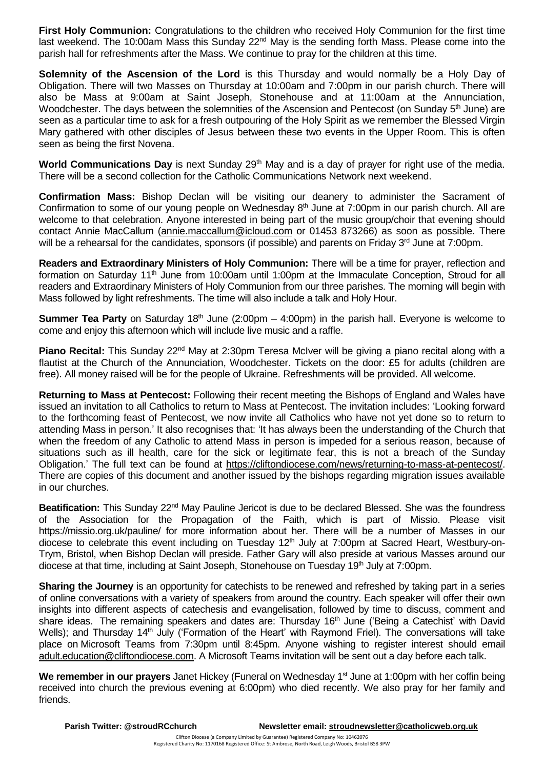**First Holy Communion:** Congratulations to the children who received Holy Communion for the first time last weekend. The 10:00am Mass this Sunday 22nd May is the sending forth Mass. Please come into the parish hall for refreshments after the Mass. We continue to pray for the children at this time.

**Solemnity of the Ascension of the Lord** is this Thursday and would normally be a Holy Day of Obligation. There will two Masses on Thursday at 10:00am and 7:00pm in our parish church. There will also be Mass at 9:00am at Saint Joseph, Stonehouse and at 11:00am at the Annunciation, Woodchester. The days between the solemnities of the Ascension and Pentecost (on Sunday 5th June) are seen as a particular time to ask for a fresh outpouring of the Holy Spirit as we remember the Blessed Virgin Mary gathered with other disciples of Jesus between these two events in the Upper Room. This is often seen as being the first Novena.

**World Communications Day** is next Sunday 29th May and is a day of prayer for right use of the media. There will be a second collection for the Catholic Communications Network next weekend.

**Confirmation Mass:** Bishop Declan will be visiting our deanery to administer the Sacrament of Confirmation to some of our young people on Wednesday 8th June at 7:00pm in our parish church. All are welcome to that celebration. Anyone interested in being part of the music group/choir that evening should contact Annie MacCallum (annie.maccallum@icloud.com or 01453 873266) as soon as possible. There will be a rehearsal for the candidates, sponsors (if possible) and parents on Friday 3rd June at 7:00pm.

**Readers and Extraordinary Ministers of Holy Communion:** There will be a time for prayer, reflection and formation on Saturday 11th June from 10:00am until 1:00pm at the Immaculate Conception, Stroud for all readers and Extraordinary Ministers of Holy Communion from our three parishes. The morning will begin with Mass followed by light refreshments. The time will also include a talk and Holy Hour.

**Summer Tea Party** on Saturday 18th June (2:00pm – 4:00pm) in the parish hall. Everyone is welcome to come and enjoy this afternoon which will include live music and a raffle.

**Piano Recital:** This Sunday 22nd May at 2:30pm Teresa McIver will be giving a piano recital along with a flautist at the Church of the Annunciation, Woodchester. Tickets on the door: £5 for adults (children are free). All money raised will be for the people of Ukraine. Refreshments will be provided. All welcome.

**Returning to Mass at Pentecost:** Following their recent meeting the Bishops of England and Wales have issued an invitation to all Catholics to return to Mass at Pentecost. The invitation includes: 'Looking forward to the forthcoming feast of Pentecost, we now invite all Catholics who have not yet done so to return to attending Mass in person.' It also recognises that: 'It has always been the understanding of the Church that when the freedom of any Catholic to attend Mass in person is impeded for a serious reason, because of situations such as ill health, care for the sick or legitimate fear, this is not a breach of the Sunday Obligation.' The full text can be found at https://cliftondiocese.com/news/returning-to-mass-at-pentecost/. There are copies of this document and another issued by the bishops regarding migration issues available in our churches.

**Beatification:** This Sunday 22nd May Pauline Jericot is due to be declared Blessed. She was the foundress of the Association for the Propagation of the Faith, which is part of Missio. Please visit https://missio.org.uk/pauline/ for more information about her. There will be a number of Masses in our diocese to celebrate this event including on Tuesday 12th July at 7:00pm at Sacred Heart, Westbury-on-Trym, Bristol, when Bishop Declan will preside. Father Gary will also preside at various Masses around our diocese at that time, including at Saint Joseph, Stonehouse on Tuesday 19th July at 7:00pm.

**Sharing the Journey** is an opportunity for catechists to be renewed and refreshed by taking part in a series of online conversations with a variety of speakers from around the country. Each speaker will offer their own insights into different aspects of catechesis and evangelisation, followed by time to discuss, comment and share ideas. The remaining speakers and dates are: Thursday 16th June ('Being a Catechist' with David Wells); and Thursday 14th July ('Formation of the Heart' with Raymond Friel). The conversations will take place on Microsoft Teams from 7:30pm until 8:45pm. Anyone wishing to register interest should email adult.education@cliftondiocese.com. A Microsoft Teams invitation will be sent out a day before each talk.

**We remember in our prayers** Janet Hickey (Funeral on Wednesday 1st June at 1:00pm with her coffin being received into church the previous evening at 6:00pm) who died recently. We also pray for her family and friends.

**Parish Twitter: @stroudRCchurch** **Newsletter email: stroudnewsletter@catholicweb.org.uk**

Clifton Diocese (a Company Limited by Guarantee) Registered Company No: 10462076
Registered Charity No: 1170168 Registered Office: St Ambrose, North Road, Leigh Woods, Bristol BS8 3PW